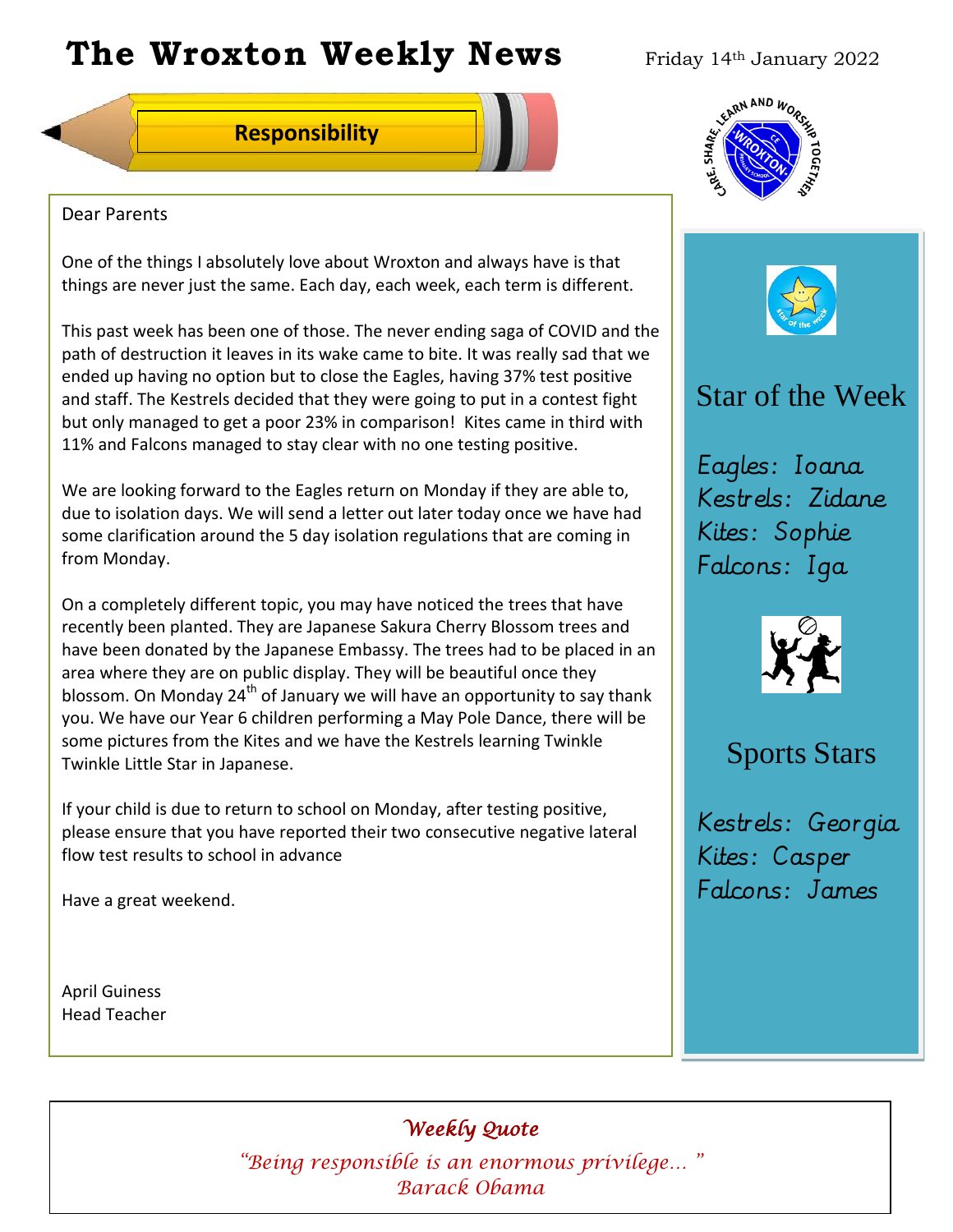# The Wroxton Weekly News

Friday 14th January 2022

## Responsibility

Dear Parents

One of the things I absolutely love about Wroxton and always have is that things are never just the same. Each day, each week, each term is different.

This past week has been one of those. The never ending saga of COVID and the path of destruction it leaves in its wake came to bite. It was really sad that we ended up having no option but to close the Eagles, having 37% test positive and staff. The Kestrels decided that they were going to put in a contest fight but only managed to get a poor 23% in comparison! Kites came in third with 11% and Falcons managed to stay clear with no one testing positive.

We are looking forward to the Eagles return on Monday if they are able to, due to isolation days. We will send a letter out later today once we have had some clarification around the 5 day isolation regulations that are coming in from Monday.

On a completely different topic, you may have noticed the trees that have recently been planted. They are Japanese Sakura Cherry Blossom trees and have been donated by the Japanese Embassy. The trees had to be placed in an area where they are on public display. They will be beautiful once they blossom. On Monday 24th of January we will have an opportunity to say thank you. We have our Year 6 children performing a May Pole Dance, there will be some pictures from the Kites and we have the Kestrels learning Twinkle Twinkle Little Star in Japanese.

If your child is due to return to school on Monday, after testing positive, please ensure that you have reported their two consecutive negative lateral flow test results to school in advance

Have a great weekend.

April Guiness
Head Teacher

## Star of the Week

*Eagles: Ioana*
*Kestrels: Zidane*
*Kites: Sophie*
*Falcons: Iga*

## Sports Stars

*Kestrels: Georgia*
*Kites: Casper*
*Falcons: James*

### *Weekly Quote*

*"Being responsible is an enormous privilege... "*
*Barack Obama*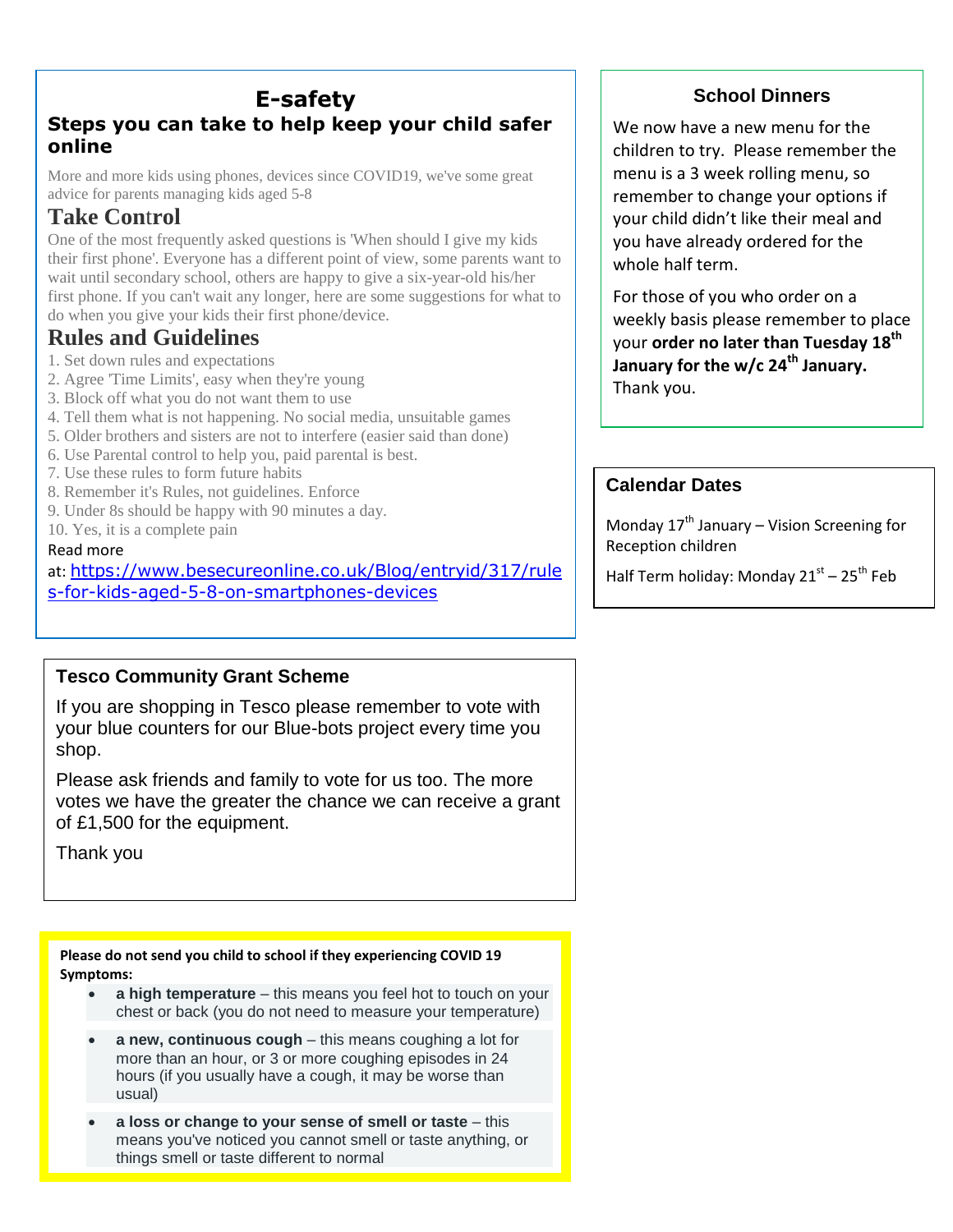# E-safety

## Steps you can take to help keep your child safer online

More and more kids using phones, devices since COVID19, we've some great advice for parents managing kids aged 5-8

### Take Control

One of the most frequently asked questions is 'When should I give my kids their first phone'. Everyone has a different point of view, some parents want to wait until secondary school, others are happy to give a six-year-old his/her first phone. If you can't wait any longer, here are some suggestions for what to do when you give your kids their first phone/device.

### Rules and Guidelines

1. Set down rules and expectations
2. Agree 'Time Limits', easy when they're young
3. Block off what you do not want them to use
4. Tell them what is not happening. No social media, unsuitable games
5. Older brothers and sisters are not to interfere (easier said than done)
6. Use Parental control to help you, paid parental is best.
7. Use these rules to form future habits
8. Remember it's Rules, not guidelines. Enforce
9. Under 8s should be happy with 90 minutes a day.
10. Yes, it is a complete pain

Read more at: https://www.besecureonline.co.uk/Blog/entryid/317/rules-for-kids-aged-5-8-on-smartphones-devices

## Tesco Community Grant Scheme

If you are shopping in Tesco please remember to vote with your blue counters for our Blue-bots project every time you shop.

Please ask friends and family to vote for us too. The more votes we have the greater the chance we can receive a grant of £1,500 for the equipment.

Thank you

**Please do not send you child to school if they experiencing COVID 19 Symptoms:**

- **a high temperature** – this means you feel hot to touch on your chest or back (you do not need to measure your temperature)
- **a new, continuous cough** – this means coughing a lot for more than an hour, or 3 or more coughing episodes in 24 hours (if you usually have a cough, it may be worse than usual)
- **a loss or change to your sense of smell or taste** – this means you've noticed you cannot smell or taste anything, or things smell or taste different to normal

## School Dinners

We now have a new menu for the children to try. Please remember the menu is a 3 week rolling menu, so remember to change your options if your child didn't like their meal and you have already ordered for the whole half term.

For those of you who order on a weekly basis please remember to place your **order no later than Tuesday 18th January for the w/c 24th January.** Thank you.

## Calendar Dates

Monday 17th January – Vision Screening for Reception children

Half Term holiday: Monday 21st – 25th Feb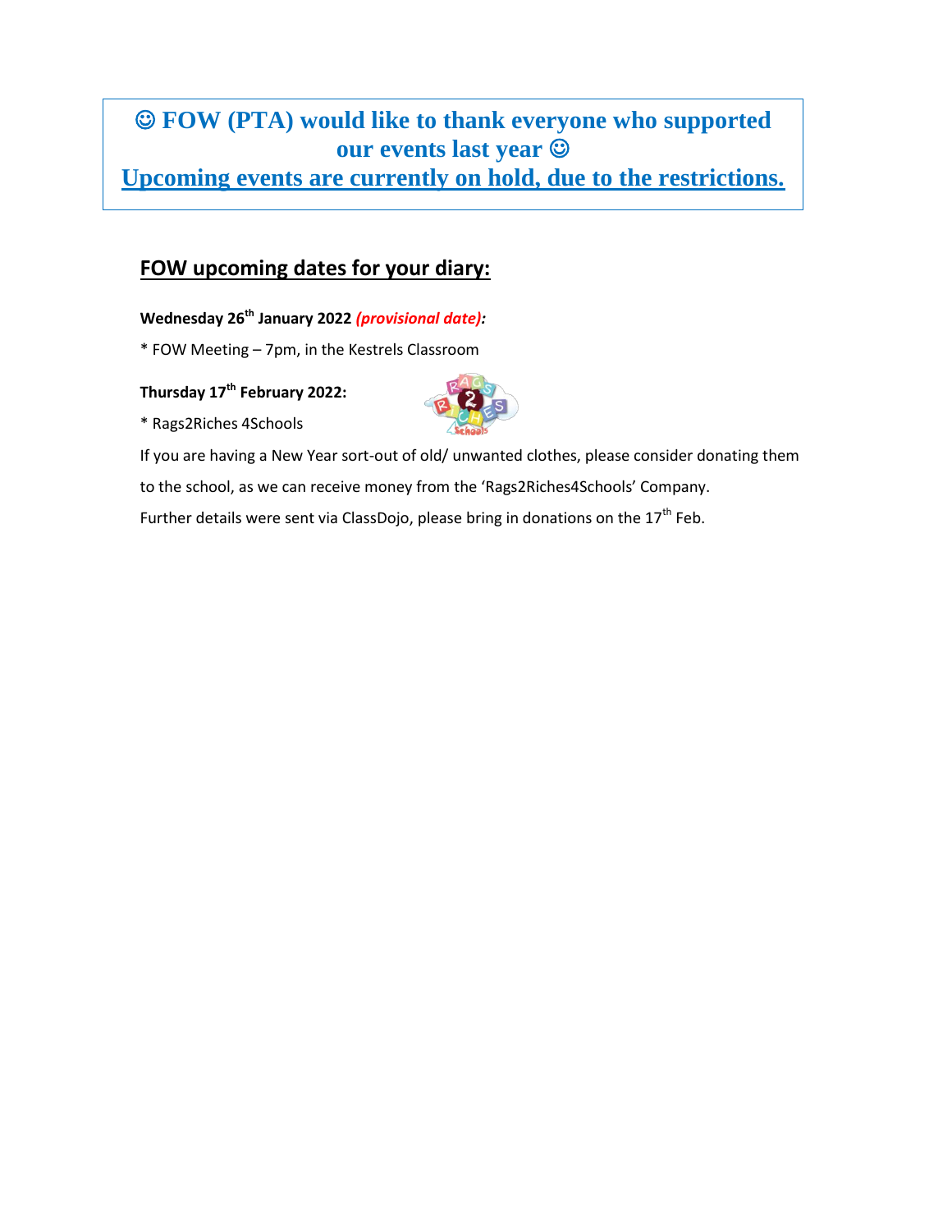**☺ FOW (PTA) would like to thank everyone who supported our events last year ☺**

**Upcoming events are currently on hold, due to the restrictions.**

## FOW upcoming dates for your diary:

**Wednesday 26th January 2022** ***(provisional date):***

* FOW Meeting – 7pm, in the Kestrels Classroom

**Thursday 17th February 2022:**

* Rags2Riches 4Schools

If you are having a New Year sort-out of old/ unwanted clothes, please consider donating them to the school, as we can receive money from the 'Rags2Riches4Schools' Company.

Further details were sent via ClassDojo, please bring in donations on the 17th Feb.